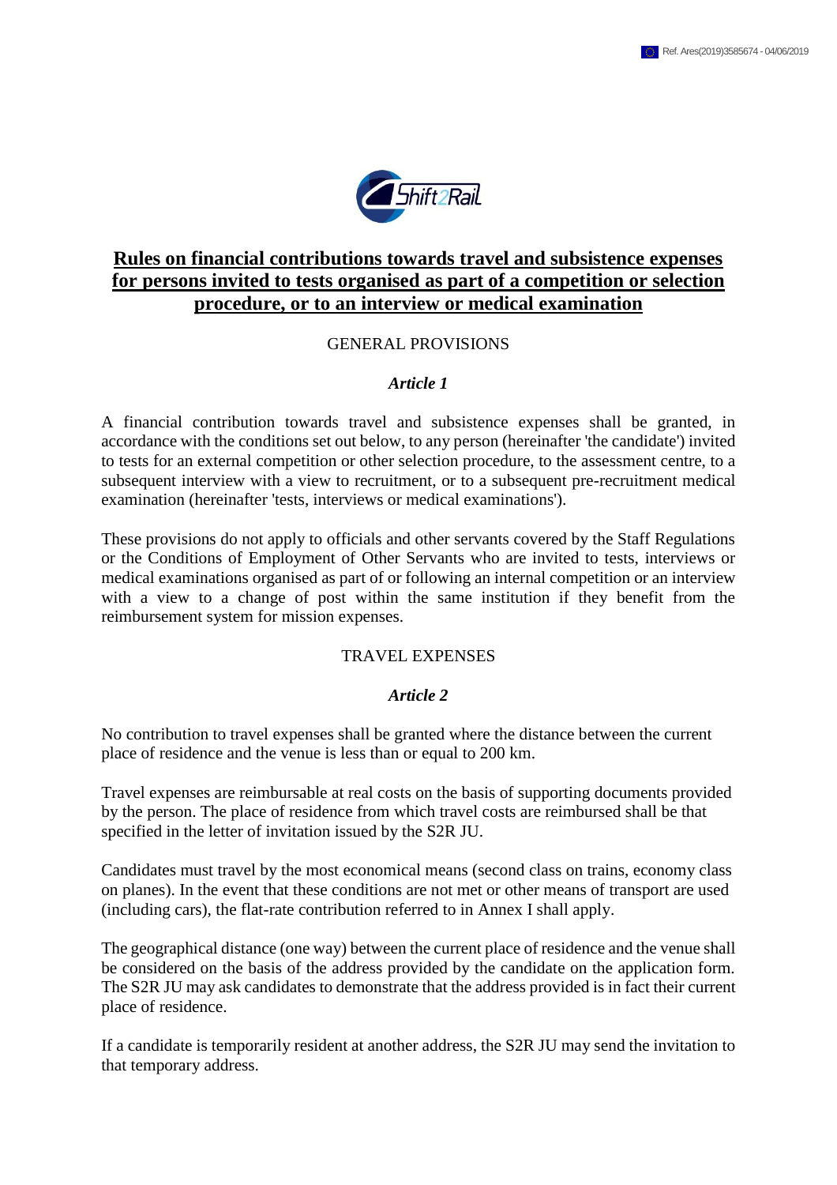# Rules on financial contributions towards travel and subsistence expenses for persons invited to tests organised as part of a competition or selection procedure, or to an interview or medical examination

## GENERAL PROVISIONS

### *Article 1*

A financial contribution towards travel and subsistence expenses shall be granted, in accordance with the conditions set out below, to any person (hereinafter 'the candidate') invited to tests for an external competition or other selection procedure, to the assessment centre, to a subsequent interview with a view to recruitment, or to a subsequent pre-recruitment medical examination (hereinafter 'tests, interviews or medical examinations').

These provisions do not apply to officials and other servants covered by the Staff Regulations or the Conditions of Employment of Other Servants who are invited to tests, interviews or medical examinations organised as part of or following an internal competition or an interview with a view to a change of post within the same institution if they benefit from the reimbursement system for mission expenses.

## TRAVEL EXPENSES

### *Article 2*

No contribution to travel expenses shall be granted where the distance between the current place of residence and the venue is less than or equal to 200 km.

Travel expenses are reimbursable at real costs on the basis of supporting documents provided by the person. The place of residence from which travel costs are reimbursed shall be that specified in the letter of invitation issued by the S2R JU.

Candidates must travel by the most economical means (second class on trains, economy class on planes). In the event that these conditions are not met or other means of transport are used (including cars), the flat-rate contribution referred to in Annex I shall apply.

The geographical distance (one way) between the current place of residence and the venue shall be considered on the basis of the address provided by the candidate on the application form. The S2R JU may ask candidates to demonstrate that the address provided is in fact their current place of residence.

If a candidate is temporarily resident at another address, the S2R JU may send the invitation to that temporary address.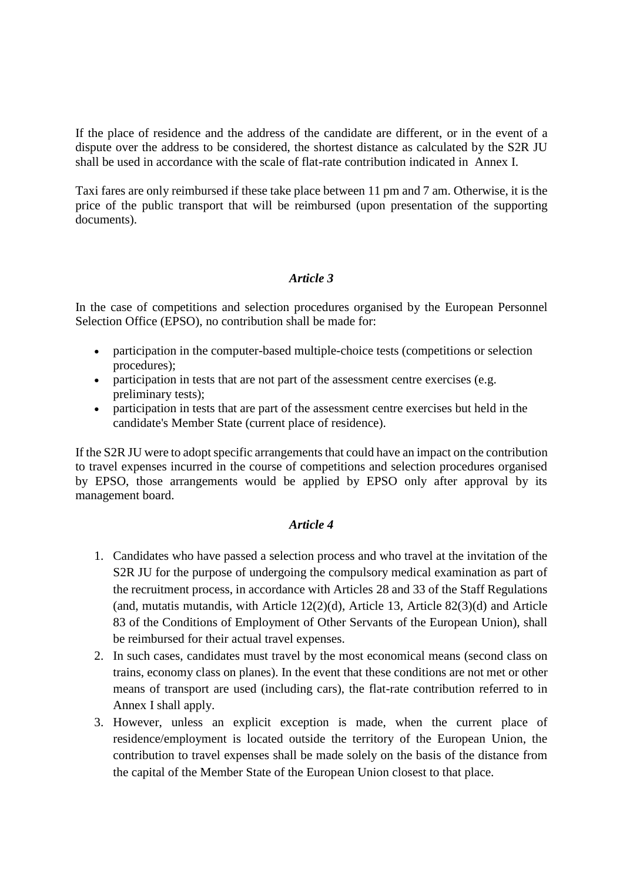If the place of residence and the address of the candidate are different, or in the event of a dispute over the address to be considered, the shortest distance as calculated by the S2R JU shall be used in accordance with the scale of flat-rate contribution indicated in Annex I.

Taxi fares are only reimbursed if these take place between 11 pm and 7 am. Otherwise, it is the price of the public transport that will be reimbursed (upon presentation of the supporting documents).

### *Article 3*

In the case of competitions and selection procedures organised by the European Personnel Selection Office (EPSO), no contribution shall be made for:

- participation in the computer-based multiple-choice tests (competitions or selection procedures);
- participation in tests that are not part of the assessment centre exercises (e.g. preliminary tests);
- participation in tests that are part of the assessment centre exercises but held in the candidate's Member State (current place of residence).

If the S2R JU were to adopt specific arrangements that could have an impact on the contribution to travel expenses incurred in the course of competitions and selection procedures organised by EPSO, those arrangements would be applied by EPSO only after approval by its management board.

### *Article 4*

1. Candidates who have passed a selection process and who travel at the invitation of the S2R JU for the purpose of undergoing the compulsory medical examination as part of the recruitment process, in accordance with Articles 28 and 33 of the Staff Regulations (and, mutatis mutandis, with Article 12(2)(d), Article 13, Article 82(3)(d) and Article 83 of the Conditions of Employment of Other Servants of the European Union), shall be reimbursed for their actual travel expenses.
2. In such cases, candidates must travel by the most economical means (second class on trains, economy class on planes). In the event that these conditions are not met or other means of transport are used (including cars), the flat-rate contribution referred to in Annex I shall apply.
3. However, unless an explicit exception is made, when the current place of residence/employment is located outside the territory of the European Union, the contribution to travel expenses shall be made solely on the basis of the distance from the capital of the Member State of the European Union closest to that place.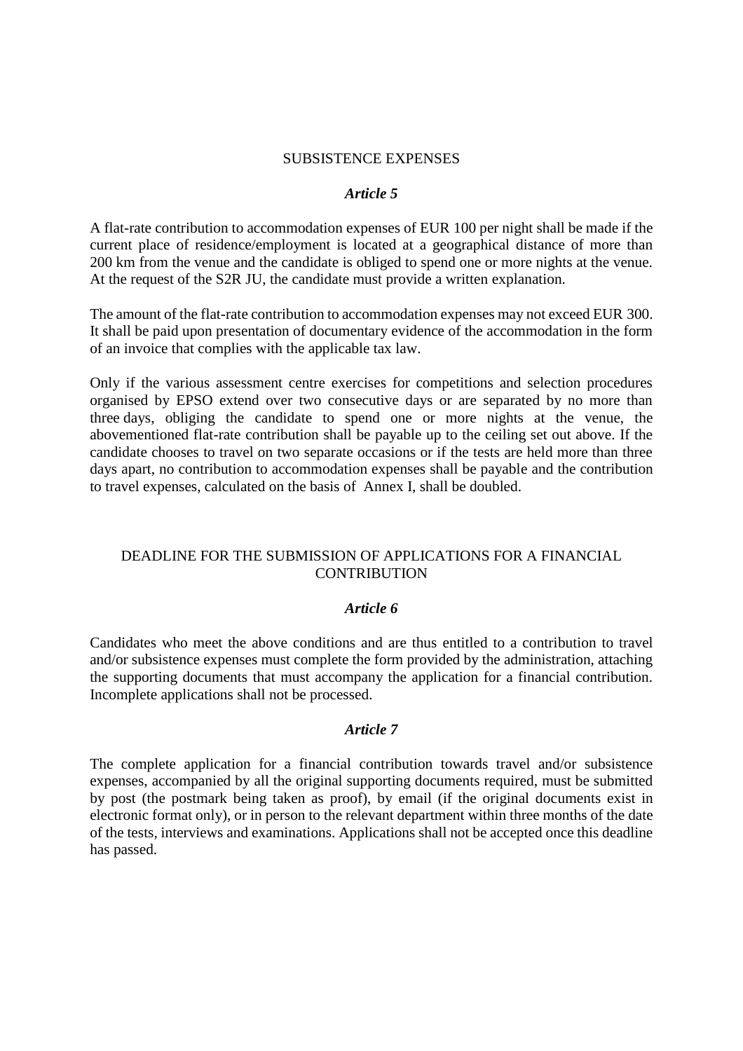## SUBSISTENCE EXPENSES

### *Article 5*

A flat-rate contribution to accommodation expenses of EUR 100 per night shall be made if the current place of residence/employment is located at a geographical distance of more than 200 km from the venue and the candidate is obliged to spend one or more nights at the venue. At the request of the S2R JU, the candidate must provide a written explanation.

The amount of the flat-rate contribution to accommodation expenses may not exceed EUR 300. It shall be paid upon presentation of documentary evidence of the accommodation in the form of an invoice that complies with the applicable tax law.

Only if the various assessment centre exercises for competitions and selection procedures organised by EPSO extend over two consecutive days or are separated by no more than three days, obliging the candidate to spend one or more nights at the venue, the abovementioned flat-rate contribution shall be payable up to the ceiling set out above. If the candidate chooses to travel on two separate occasions or if the tests are held more than three days apart, no contribution to accommodation expenses shall be payable and the contribution to travel expenses, calculated on the basis of Annex I, shall be doubled.

## DEADLINE FOR THE SUBMISSION OF APPLICATIONS FOR A FINANCIAL CONTRIBUTION

### *Article 6*

Candidates who meet the above conditions and are thus entitled to a contribution to travel and/or subsistence expenses must complete the form provided by the administration, attaching the supporting documents that must accompany the application for a financial contribution. Incomplete applications shall not be processed.

### *Article 7*

The complete application for a financial contribution towards travel and/or subsistence expenses, accompanied by all the original supporting documents required, must be submitted by post (the postmark being taken as proof), by email (if the original documents exist in electronic format only), or in person to the relevant department within three months of the date of the tests, interviews and examinations. Applications shall not be accepted once this deadline has passed.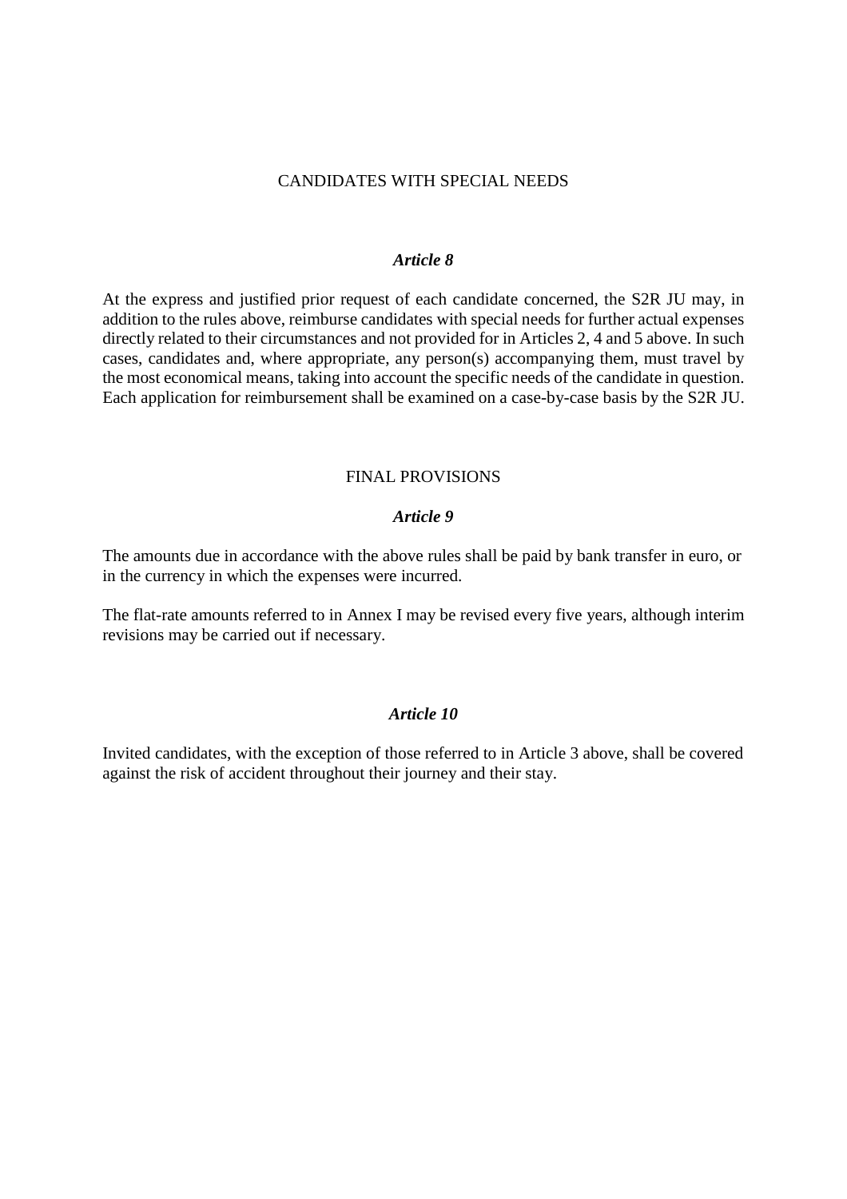## CANDIDATES WITH SPECIAL NEEDS

### *Article 8*

At the express and justified prior request of each candidate concerned, the S2R JU may, in addition to the rules above, reimburse candidates with special needs for further actual expenses directly related to their circumstances and not provided for in Articles 2, 4 and 5 above. In such cases, candidates and, where appropriate, any person(s) accompanying them, must travel by the most economical means, taking into account the specific needs of the candidate in question. Each application for reimbursement shall be examined on a case-by-case basis by the S2R JU.

## FINAL PROVISIONS

### *Article 9*

The amounts due in accordance with the above rules shall be paid by bank transfer in euro, or in the currency in which the expenses were incurred.

The flat-rate amounts referred to in Annex I may be revised every five years, although interim revisions may be carried out if necessary.

### *Article 10*

Invited candidates, with the exception of those referred to in Article 3 above, shall be covered against the risk of accident throughout their journey and their stay.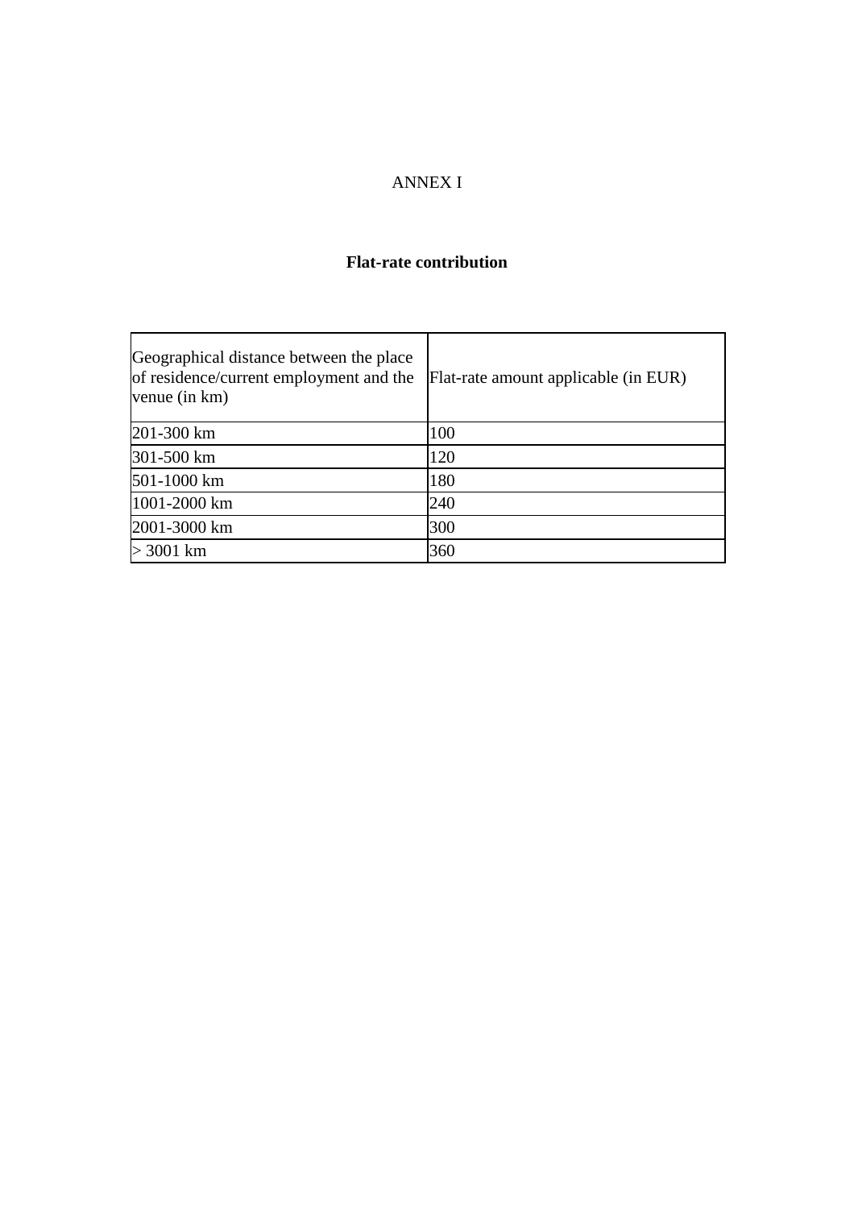# ANNEX I

## Flat-rate contribution

| Geographical distance between the place of residence/current employment and the venue (in km) | Flat-rate amount applicable (in EUR) |
|---|---|
| 201-300 km | 100 |
| 301-500 km | 120 |
| 501-1000 km | 180 |
| 1001-2000 km | 240 |
| 2001-3000 km | 300 |
| > 3001 km | 360 |